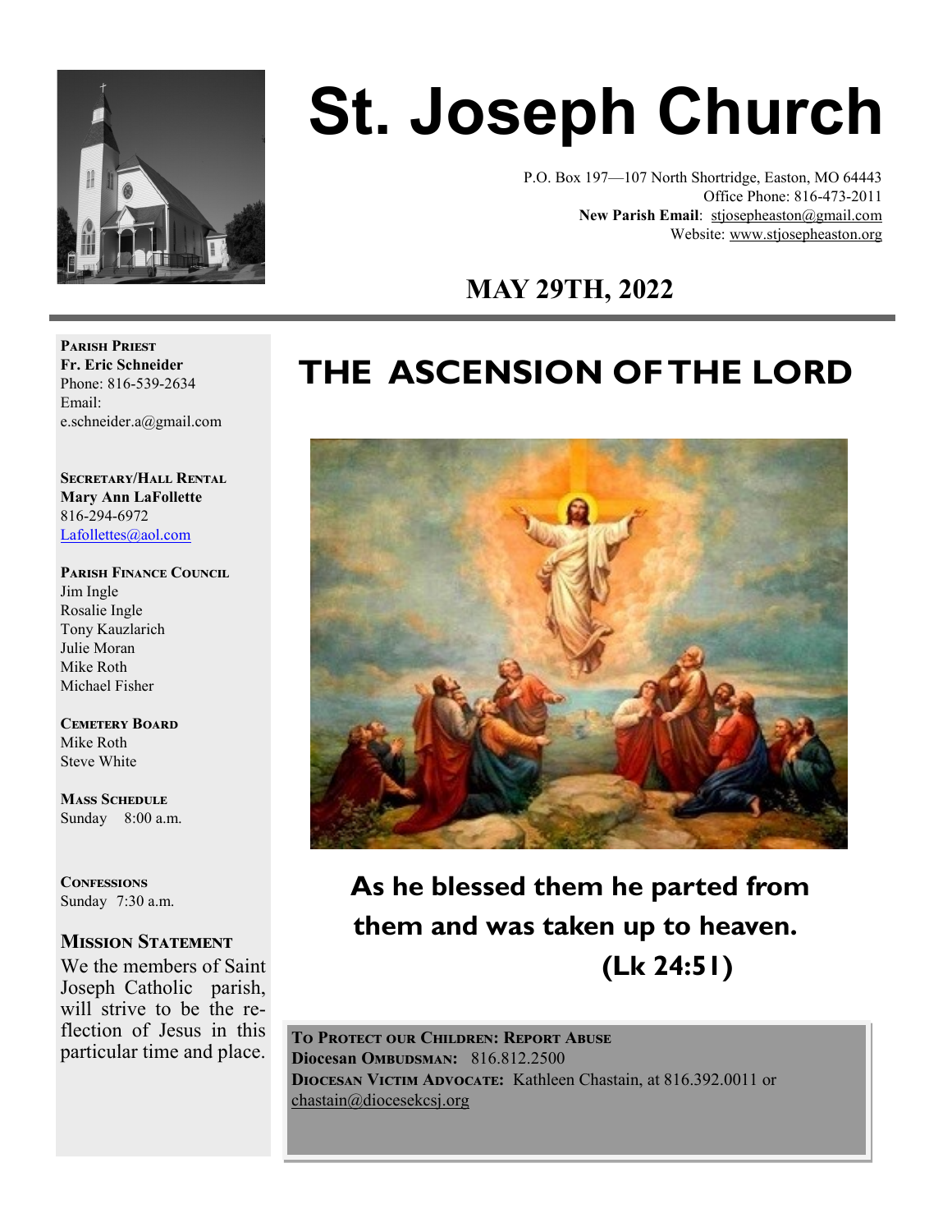# St. Joseph Church

P.O. Box 197—107 North Shortridge, Easton, MO 64443
Office Phone: 816-473-2011
**New Parish Email**: stjosepheaston@gmail.com
Website: www.stjosepheaston.org

## MAY 29TH, 2022

## THE ASCENSION OF THE LORD

**As he blessed them he parted from them and was taken up to heaven. (Lk 24:51)**

**Parish Priest**
**Fr. Eric Schneider**
Phone: 816-539-2634
Email:
e.schneider.a@gmail.com

**Secretary/Hall Rental**
**Mary Ann LaFollette**
816-294-6972
Lafollettes@aol.com

**Parish Finance Council**
Jim Ingle
Rosalie Ingle
Tony Kauzlarich
Julie Moran
Mike Roth
Michael Fisher

**Cemetery Board**
Mike Roth
Steve White

**Mass Schedule**
Sunday 8:00 a.m.

**Confessions**
Sunday 7:30 a.m.

**Mission Statement**
We the members of Saint Joseph Catholic parish, will strive to be the reflection of Jesus in this particular time and place.

**To Protect our Children: Report Abuse**
**Diocesan Ombudsman:** 816.812.2500
**Diocesan Victim Advocate:** Kathleen Chastain, at 816.392.0011 or chastain@diocesekcsj.org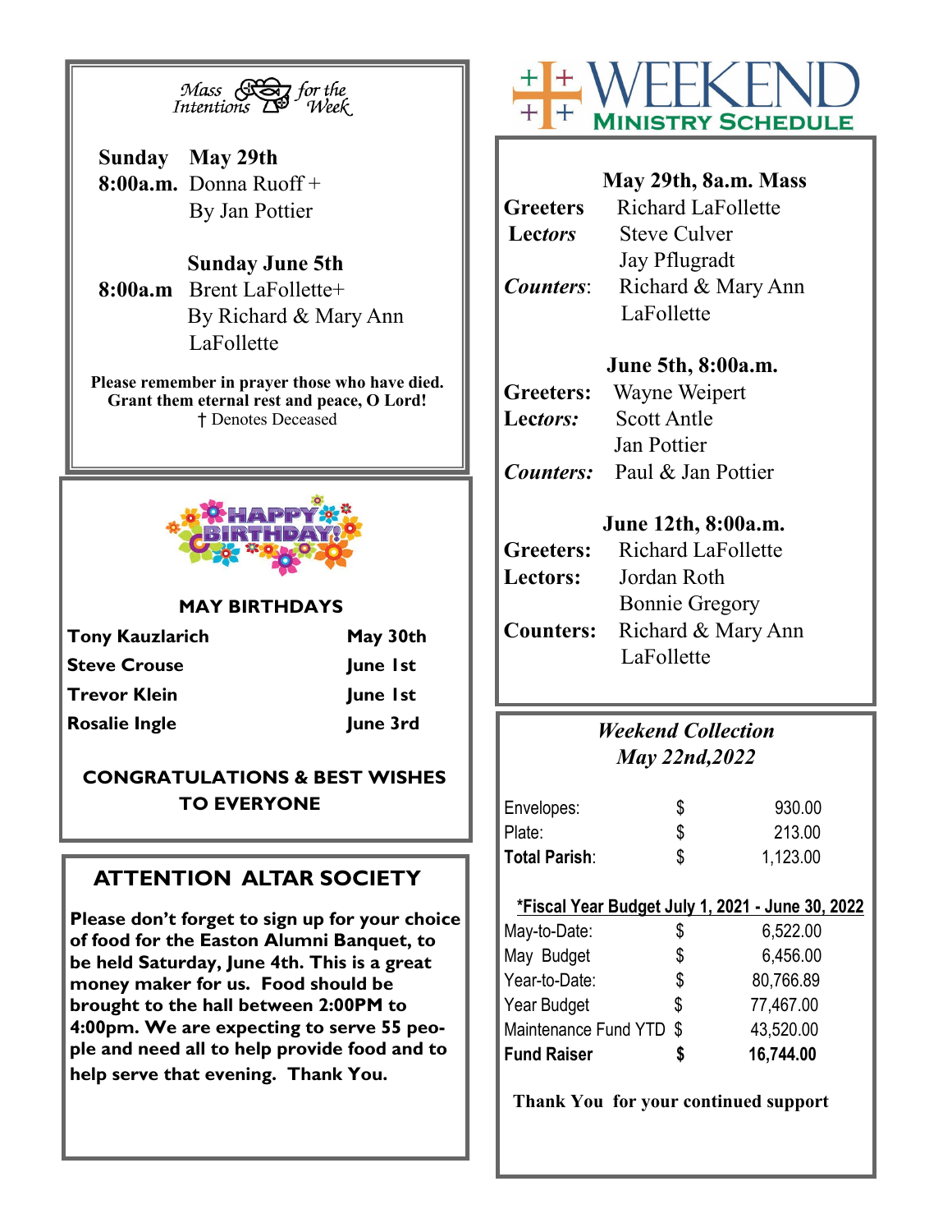## Mass Intentions for the Week

**Sunday May 29th**
**8:00a.m.** Donna Ruoff +
By Jan Pottier

**Sunday June 5th**
**8:00a.m** Brent LaFollette+
By Richard & Mary Ann LaFollette

**Please remember in prayer those who have died. Grant them eternal rest and peace, O Lord!**
† Denotes Deceased

## HAPPY BIRTHDAY!

### MAY BIRTHDAYS

| | |
|---|---|
| **Tony Kauzlarich** | **May 30th** |
| **Steve Crouse** | **June 1st** |
| **Trevor Klein** | **June 1st** |
| **Rosalie Ingle** | **June 3rd** |

**CONGRATULATIONS & BEST WISHES TO EVERYONE**

## ATTENTION ALTAR SOCIETY

**Please don't forget to sign up for your choice of food for the Easton Alumni Banquet, to be held Saturday, June 4th. This is a great money maker for us. Food should be brought to the hall between 2:00PM to 4:00pm. We are expecting to serve 55 people and need all to help provide food and to help serve that evening. Thank You.**

## WEEKEND MINISTRY SCHEDULE

**May 29th, 8a.m. Mass**

**Greeters** Richard LaFollette
**Lectors** Steve Culver, Jay Pflugradt
***Counters***: Richard & Mary Ann LaFollette

**June 5th, 8:00a.m.**

**Greeters:** Wayne Weipert
**Lectors:** Scott Antle, Jan Pottier
***Counters:*** Paul & Jan Pottier

**June 12th, 8:00a.m.**

**Greeters:** Richard LaFollette
**Lectors:** Jordan Roth, Bonnie Gregory
**Counters:** Richard & Mary Ann LaFollette

### *Weekend Collection May 22nd,2022*

| | | |
|---|---|---|
| Envelopes: | $ | 930.00 |
| Plate: | $ | 213.00 |
| **Total Parish**: | $ | 1,123.00 |

**\*Fiscal Year Budget July 1, 2021 - June 30, 2022**

| | | |
|---|---|---|
| May-to-Date: | $ | 6,522.00 |
| May Budget | $ | 6,456.00 |
| Year-to-Date: | $ | 80,766.89 |
| Year Budget | $ | 77,467.00 |
| Maintenance Fund YTD | $ | 43,520.00 |
| **Fund Raiser** | **$** | **16,744.00** |

**Thank You for your continued support**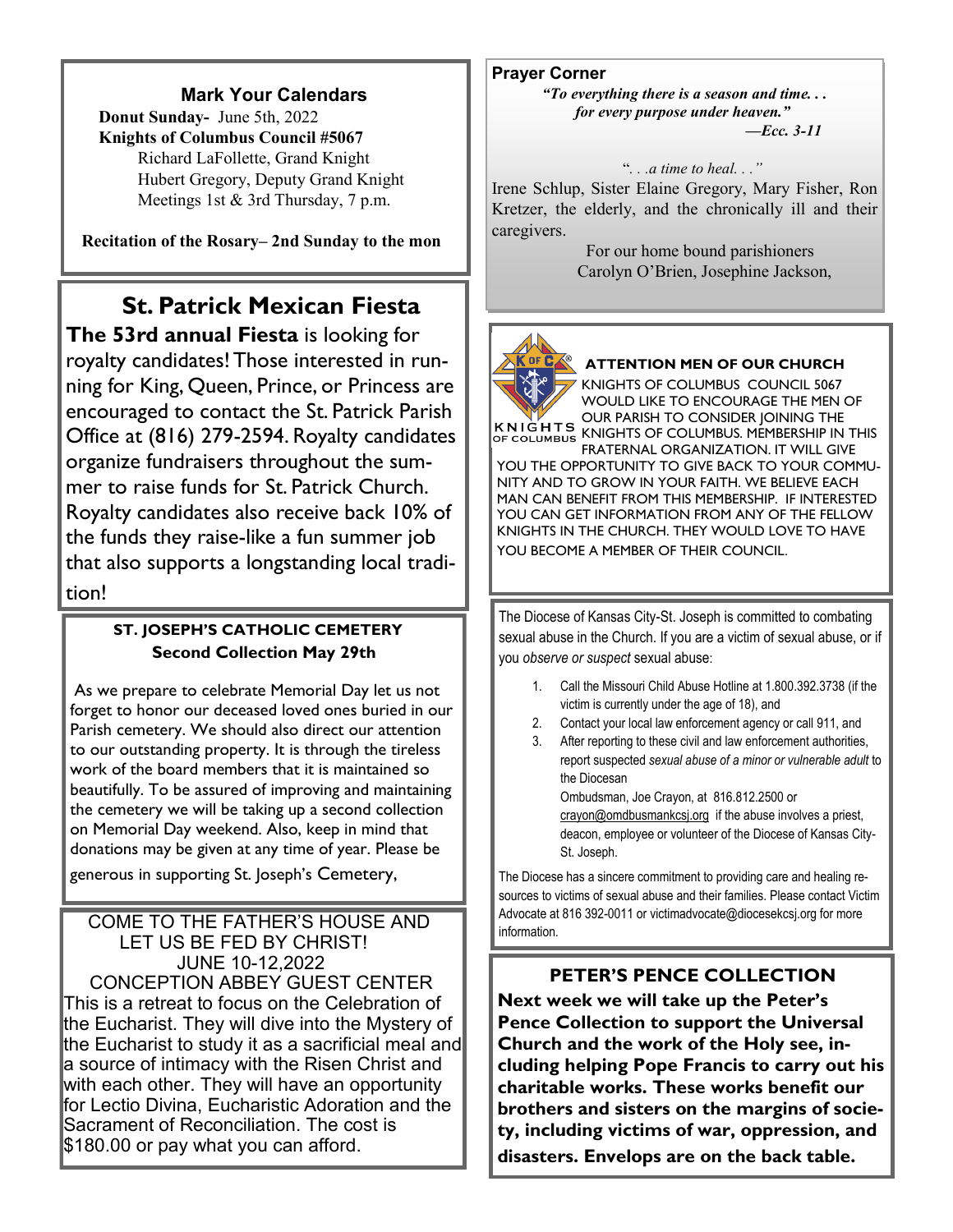## Mark Your Calendars

**Donut Sunday-** June 5th, 2022

**Knights of Columbus Council #5067**

Richard LaFollette, Grand Knight
Hubert Gregory, Deputy Grand Knight
Meetings 1st & 3rd Thursday, 7 p.m.

**Recitation of the Rosary– 2nd Sunday to the mon**

## St. Patrick Mexican Fiesta

**The 53rd annual Fiesta** is looking for royalty candidates! Those interested in running for King, Queen, Prince, or Princess are encouraged to contact the St. Patrick Parish Office at (816) 279-2594. Royalty candidates organize fundraisers throughout the summer to raise funds for St. Patrick Church. Royalty candidates also receive back 10% of the funds they raise-like a fun summer job that also supports a longstanding local tradition!

### ST. JOSEPH'S CATHOLIC CEMETERY
**Second Collection May 29th**

As we prepare to celebrate Memorial Day let us not forget to honor our deceased loved ones buried in our Parish cemetery. We should also direct our attention to our outstanding property. It is through the tireless work of the board members that it is maintained so beautifully. To be assured of improving and maintaining the cemetery we will be taking up a second collection on Memorial Day weekend. Also, keep in mind that donations may be given at any time of year. Please be generous in supporting St. Joseph's Cemetery,

COME TO THE FATHER'S HOUSE AND LET US BE FED BY CHRIST!
JUNE 10-12,2022
CONCEPTION ABBEY GUEST CENTER

This is a retreat to focus on the Celebration of the Eucharist. They will dive into the Mystery of the Eucharist to study it as a sacrificial meal and a source of intimacy with the Risen Christ and with each other. They will have an opportunity for Lectio Divina, Eucharistic Adoration and the Sacrament of Reconciliation. The cost is $180.00 or pay what you can afford.

**Prayer Corner**

***"To everything there is a season and time. . . for every purpose under heaven."***
***—Ecc. 3-11***

*". . .a time to heal. . ."*

Irene Schlup, Sister Elaine Gregory, Mary Fisher, Ron Kretzer, the elderly, and the chronically ill and their caregivers.

For our home bound parishioners
Carolyn O'Brien, Josephine Jackson,

**ATTENTION MEN OF OUR CHURCH**

KNIGHTS OF COLUMBUS COUNCIL 5067 WOULD LIKE TO ENCOURAGE THE MEN OF OUR PARISH TO CONSIDER JOINING THE KNIGHTS OF COLUMBUS. MEMBERSHIP IN THIS FRATERNAL ORGANIZATION. IT WILL GIVE YOU THE OPPORTUNITY TO GIVE BACK TO YOUR COMMUNITY AND TO GROW IN YOUR FAITH. WE BELIEVE EACH MAN CAN BENEFIT FROM THIS MEMBERSHIP. IF INTERESTED YOU CAN GET INFORMATION FROM ANY OF THE FELLOW KNIGHTS IN THE CHURCH. THEY WOULD LOVE TO HAVE YOU BECOME A MEMBER OF THEIR COUNCIL.

The Diocese of Kansas City-St. Joseph is committed to combating sexual abuse in the Church. If you are a victim of sexual abuse, or if you *observe or suspect* sexual abuse:

1. Call the Missouri Child Abuse Hotline at 1.800.392.3738 (if the victim is currently under the age of 18), and
2. Contact your local law enforcement agency or call 911, and
3. After reporting to these civil and law enforcement authorities, report suspected *sexual abuse of a minor or vulnerable adult* to the Diocesan Ombudsman, Joe Crayon, at 816.812.2500 or crayon@omdbusmankcsj.org if the abuse involves a priest, deacon, employee or volunteer of the Diocese of Kansas City-St. Joseph.

The Diocese has a sincere commitment to providing care and healing resources to victims of sexual abuse and their families. Please contact Victim Advocate at 816 392-0011 or victimadvocate@diocesekcsj.org for more information.

## PETER'S PENCE COLLECTION

**Next week we will take up the Peter's Pence Collection to support the Universal Church and the work of the Holy see, including helping Pope Francis to carry out his charitable works. These works benefit our brothers and sisters on the margins of society, including victims of war, oppression, and disasters. Envelops are on the back table.**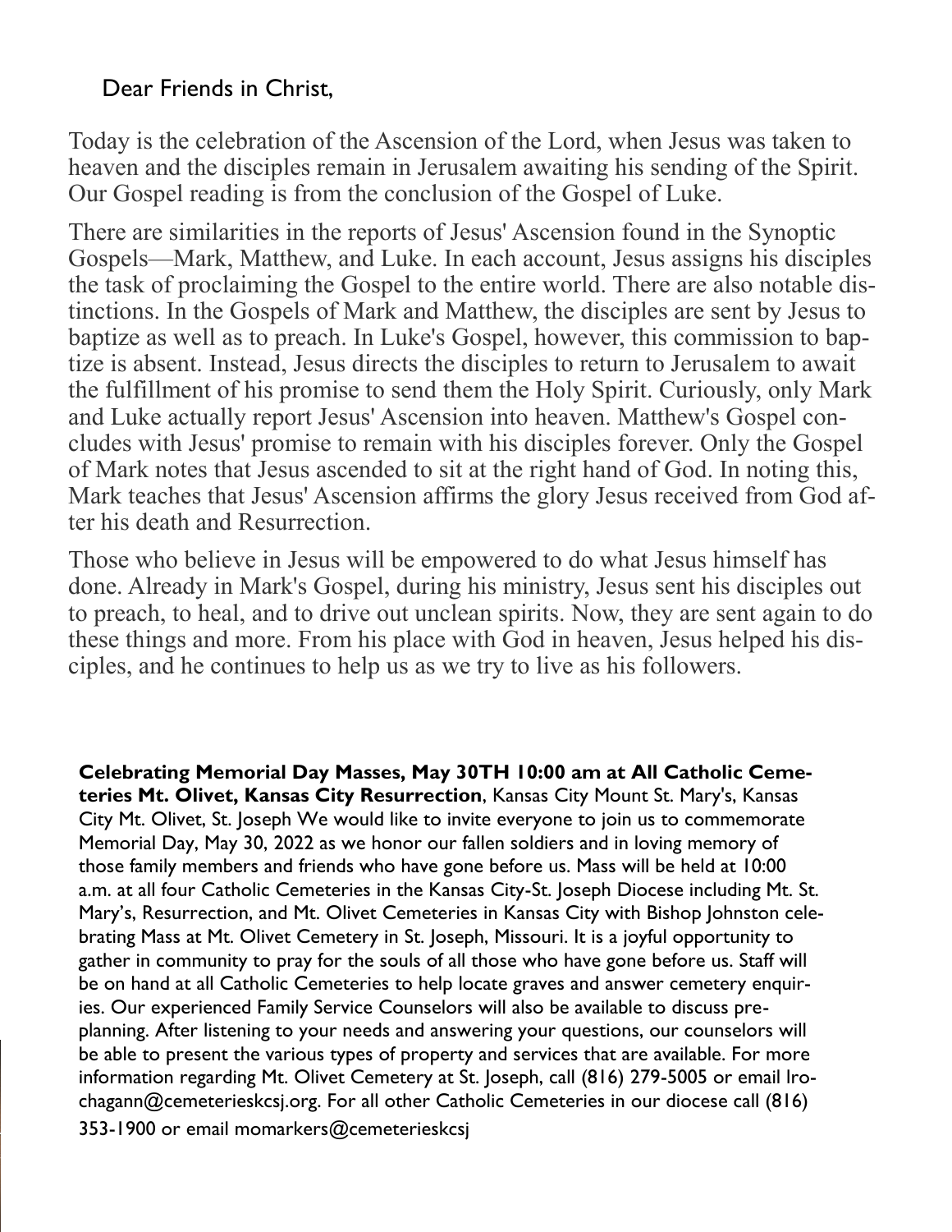Dear Friends in Christ,

Today is the celebration of the Ascension of the Lord, when Jesus was taken to heaven and the disciples remain in Jerusalem awaiting his sending of the Spirit. Our Gospel reading is from the conclusion of the Gospel of Luke.

There are similarities in the reports of Jesus' Ascension found in the Synoptic Gospels—Mark, Matthew, and Luke. In each account, Jesus assigns his disciples the task of proclaiming the Gospel to the entire world. There are also notable distinctions. In the Gospels of Mark and Matthew, the disciples are sent by Jesus to baptize as well as to preach. In Luke's Gospel, however, this commission to baptize is absent. Instead, Jesus directs the disciples to return to Jerusalem to await the fulfillment of his promise to send them the Holy Spirit. Curiously, only Mark and Luke actually report Jesus' Ascension into heaven. Matthew's Gospel concludes with Jesus' promise to remain with his disciples forever. Only the Gospel of Mark notes that Jesus ascended to sit at the right hand of God. In noting this, Mark teaches that Jesus' Ascension affirms the glory Jesus received from God after his death and Resurrection.

Those who believe in Jesus will be empowered to do what Jesus himself has done. Already in Mark's Gospel, during his ministry, Jesus sent his disciples out to preach, to heal, and to drive out unclean spirits. Now, they are sent again to do these things and more. From his place with God in heaven, Jesus helped his disciples, and he continues to help us as we try to live as his followers.

**Celebrating Memorial Day Masses, May 30TH 10:00 am at All Catholic Cemeteries Mt. Olivet, Kansas City Resurrection**, Kansas City Mount St. Mary's, Kansas City Mt. Olivet, St. Joseph We would like to invite everyone to join us to commemorate Memorial Day, May 30, 2022 as we honor our fallen soldiers and in loving memory of those family members and friends who have gone before us. Mass will be held at 10:00 a.m. at all four Catholic Cemeteries in the Kansas City-St. Joseph Diocese including Mt. St. Mary's, Resurrection, and Mt. Olivet Cemeteries in Kansas City with Bishop Johnston celebrating Mass at Mt. Olivet Cemetery in St. Joseph, Missouri. It is a joyful opportunity to gather in community to pray for the souls of all those who have gone before us. Staff will be on hand at all Catholic Cemeteries to help locate graves and answer cemetery enquiries. Our experienced Family Service Counselors will also be available to discuss preplanning. After listening to your needs and answering your questions, our counselors will be able to present the various types of property and services that are available. For more information regarding Mt. Olivet Cemetery at St. Joseph, call (816) 279-5005 or email lrochagann@cemeterieskcsj.org. For all other Catholic Cemeteries in our diocese call (816) 353-1900 or email momarkers@cemeterieskcsj